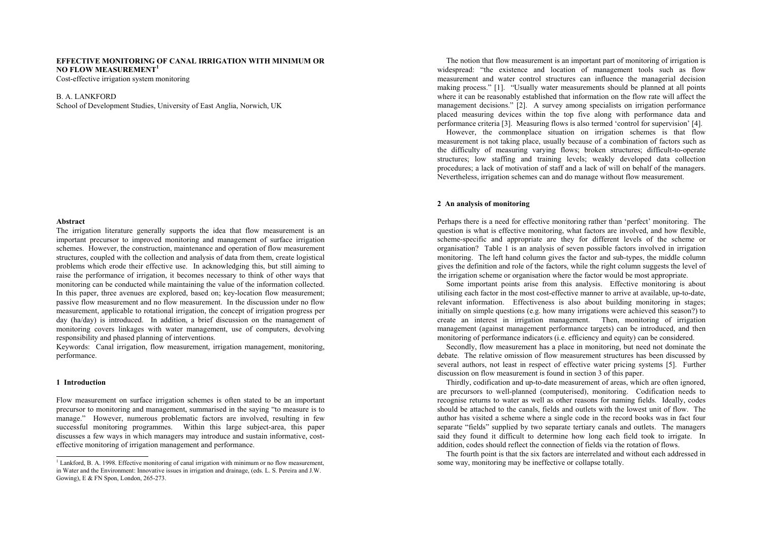# EFFECTIVE MONITORING OF CANAL IRRIGATION WITH MINIMUM OR NO FLOW MEASUREMENT[1]

Cost-effective irrigation system monitoring

B. A. LANKFORD

School of Development Studies, University of East Anglia, Norwich, UK

**Abstract**

The irrigation literature generally supports the idea that flow measurement is an important precursor to improved monitoring and management of surface irrigation schemes. However, the construction, maintenance and operation of flow measurement structures, coupled with the collection and analysis of data from them, create logistical problems which erode their effective use. In acknowledging this, but still aiming to raise the performance of irrigation, it becomes necessary to think of other ways that monitoring can be conducted while maintaining the value of the information collected. In this paper, three avenues are explored, based on; key-location flow measurement; passive flow measurement and no flow measurement. In the discussion under no flow measurement, applicable to rotational irrigation, the concept of irrigation progress per day (ha/day) is introduced. In addition, a brief discussion on the management of monitoring covers linkages with water management, use of computers, devolving responsibility and phased planning of interventions.

Keywords: Canal irrigation, flow measurement, irrigation management, monitoring, performance.

## 1 Introduction

Flow measurement on surface irrigation schemes is often stated to be an important precursor to monitoring and management, summarised in the saying "to measure is to manage." However, numerous problematic factors are involved, resulting in few successful monitoring programmes. Within this large subject-area, this paper discusses a few ways in which managers may introduce and sustain informative, cost-effective monitoring of irrigation management and performance.

The notion that flow measurement is an important part of monitoring of irrigation is widespread: "the existence and location of management tools such as flow measurement and water control structures can influence the managerial decision making process." [1]. "Usually water measurements should be planned at all points where it can be reasonably established that information on the flow rate will affect the management decisions." [2]. A survey among specialists on irrigation performance placed measuring devices within the top five along with performance data and performance criteria [3]. Measuring flows is also termed 'control for supervision' [4].

However, the commonplace situation on irrigation schemes is that flow measurement is not taking place, usually because of a combination of factors such as the difficulty of measuring varying flows; broken structures; difficult-to-operate structures; low staffing and training levels; weakly developed data collection procedures; a lack of motivation of staff and a lack of will on behalf of the managers. Nevertheless, irrigation schemes can and do manage without flow measurement.

## 2 An analysis of monitoring

Perhaps there is a need for effective monitoring rather than 'perfect' monitoring. The question is what is effective monitoring, what factors are involved, and how flexible, scheme-specific and appropriate are they for different levels of the scheme or organisation? Table 1 is an analysis of seven possible factors involved in irrigation monitoring. The left hand column gives the factor and sub-types, the middle column gives the definition and role of the factors, while the right column suggests the level of the irrigation scheme or organisation where the factor would be most appropriate.

Some important points arise from this analysis. Effective monitoring is about utilising each factor in the most cost-effective manner to arrive at available, up-to-date, relevant information. Effectiveness is also about building monitoring in stages; initially on simple questions (e.g. how many irrigations were achieved this season?) to create an interest in irrigation management. Then, monitoring of irrigation management (against management performance targets) can be introduced, and then monitoring of performance indicators (i.e. efficiency and equity) can be considered.

Secondly, flow measurement has a place in monitoring, but need not dominate the debate. The relative omission of flow measurement structures has been discussed by several authors, not least in respect of effective water pricing systems [5]. Further discussion on flow measurement is found in section 3 of this paper.

Thirdly, codification and up-to-date measurement of areas, which are often ignored, are precursors to well-planned (computerised), monitoring. Codification needs to recognise returns to water as well as other reasons for naming fields. Ideally, codes should be attached to the canals, fields and outlets with the lowest unit of flow. The author has visited a scheme where a single code in the record books was in fact four separate "fields" supplied by two separate tertiary canals and outlets. The managers said they found it difficult to determine how long each field took to irrigate. In addition, codes should reflect the connection of fields via the rotation of flows.

The fourth point is that the six factors are interrelated and without each addressed in some way, monitoring may be ineffective or collapse totally.

[1] Lankford, B. A. 1998. Effective monitoring of canal irrigation with minimum or no flow measurement, in Water and the Environment: Innovative issues in irrigation and drainage, (eds. L. S. Pereira and J.W. Gowing), E & FN Spon, London, 265-273.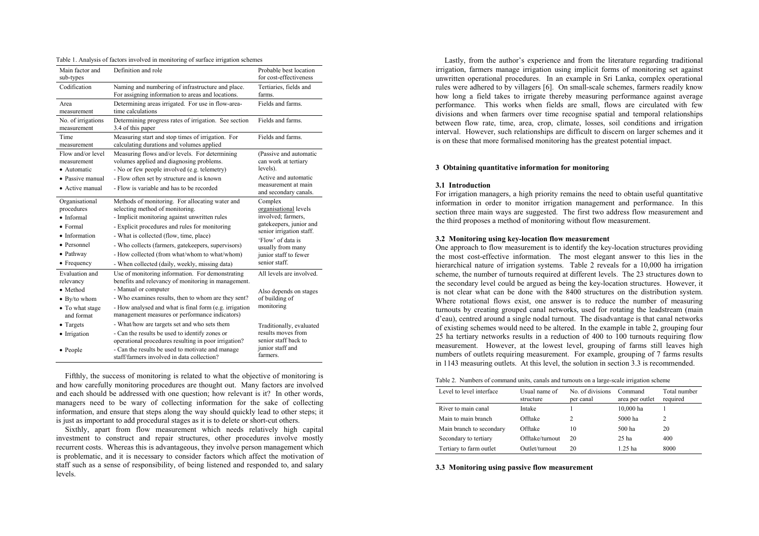Table 1. Analysis of factors involved in monitoring of surface irrigation schemes

| Main factor and sub-types | Definition and role | Probable best location for cost-effectiveness |
|---|---|---|
| Codification | Naming and numbering of infrastructure and place. For assigning information to areas and locations. | Tertiaries, fields and farms. |
| Area measurement | Determining areas irrigated. For use in flow-area-time calculations | Fields and farms. |
| No. of irrigations measurement | Determining progress rates of irrigation. See section 3.4 of this paper | Fields and farms. |
| Time measurement | Measuring start and stop times of irrigation. For calculating durations and volumes applied | Fields and farms. |
| Flow and/or level measurement | Measuring flows and/or levels. For determining volumes applied and diagnosing problems. | (Passive and automatic can work at tertiary levels). |
| • Automatic | - No or few people involved (e.g. telemetry) | |
| • Passive manual | - Flow often set by structure and is known | Active and automatic measurement at main and secondary canals. |
| • Active manual | - Flow is variable and has to be recorded | |
| Organisational procedures | Methods of monitoring. For allocating water and selecting method of monitoring. | Complex organisational levels involved; farmers, gatekeepers, junior and senior irrigation staff. |
| • Informal | - Implicit monitoring against unwritten rules | |
| • Formal | - Explicit procedures and rules for monitoring | |
| • Information | - What is collected (flow, time, place) | 'Flow' of data is usually from many junior staff to fewer senior staff. |
| • Personnel | - Who collects (farmers, gatekeepers, supervisors) | |
| • Pathway | - How collected (from what/whom to what/whom) | |
| • Frequency | - When collected (daily, weekly, missing data) | |
| Evaluation and relevancy | Use of monitoring information. For demonstrating benefits and relevancy of monitoring in management. | All levels are involved. |
| • Method | - Manual or computer | Also depends on stages of building of monitoring |
| • By/to whom | - Who examines results, then to whom are they sent? | |
| • To what stage and format | - How analysed and what is final form (e.g. irrigation management measures or performance indicators) | |
| • Targets | - What/how are targets set and who sets them | Traditionally, evaluated results moves from senior staff back to junior staff and farmers. |
| • Irrigation | - Can the results be used to identify zones or operational procedures resulting in poor irrigation? | |
| • People | - Can the results be used to motivate and manage staff/farmers involved in data collection? | |

Fifthly, the success of monitoring is related to what the objective of monitoring is and how carefully monitoring procedures are thought out. Many factors are involved and each should be addressed with one question; how relevant is it? In other words, managers need to be wary of collecting information for the sake of collecting information, and ensure that steps along the way should quickly lead to other steps; it is just as important to add procedural stages as it is to delete or short-cut others.

Sixthly, apart from flow measurement which needs relatively high capital investment to construct and repair structures, other procedures involve mostly recurrent costs. Whereas this is advantageous, they involve person management which is problematic, and it is necessary to consider factors which affect the motivation of staff such as a sense of responsibility, of being listened and responded to, and salary levels.

Lastly, from the author's experience and from the literature regarding traditional irrigation, farmers manage irrigation using implicit forms of monitoring set against unwritten operational procedures. In an example in Sri Lanka, complex operational rules were adhered to by villagers [6]. On small-scale schemes, farmers readily know how long a field takes to irrigate thereby measuring performance against average performance. This works when fields are small, flows are circulated with few divisions and when farmers over time recognise spatial and temporal relationships between flow rate, time, area, crop, climate, losses, soil conditions and irrigation interval. However, such relationships are difficult to discern on larger schemes and it is on these that more formalised monitoring has the greatest potential impact.

## 3 Obtaining quantitative information for monitoring

### 3.1 Introduction

For irrigation managers, a high priority remains the need to obtain useful quantitative information in order to monitor irrigation management and performance. In this section three main ways are suggested. The first two address flow measurement and the third proposes a method of monitoring without flow measurement.

### 3.2 Monitoring using key-location flow measurement

One approach to flow measurement is to identify the key-location structures providing the most cost-effective information. The most elegant answer to this lies in the hierarchical nature of irrigation systems. Table 2 reveals for a 10,000 ha irrigation scheme, the number of turnouts required at different levels. The 23 structures down to the secondary level could be argued as being the key-location structures. However, it is not clear what can be done with the 8400 structures on the distribution system. Where rotational flows exist, one answer is to reduce the number of measuring turnouts by creating grouped canal networks, used for rotating the leadstream (main d'eau), centred around a single nodal turnout. The disadvantage is that canal networks of existing schemes would need to be altered. In the example in table 2, grouping four 25 ha tertiary networks results in a reduction of 400 to 100 turnouts requiring flow measurement. However, at the lowest level, grouping of farms still leaves high numbers of outlets requiring measurement. For example, grouping of 7 farms results in 1143 measuring outlets. At this level, the solution in section 3.3 is recommended.

Table 2. Numbers of command units, canals and turnouts on a large-scale irrigation scheme

| Level to level interface | Usual name of structure | No. of divisions per canal | Command area per outlet | Total number required |
|---|---|---|---|---|
| River to main canal | Intake | 1 | 10,000 ha | 1 |
| Main to main branch | Offtake | 2 | 5000 ha | 2 |
| Main branch to secondary | Offtake | 10 | 500 ha | 20 |
| Secondary to tertiary | Offtake/turnout | 20 | 25 ha | 400 |
| Tertiary to farm outlet | Outlet/turnout | 20 | 1.25 ha | 8000 |

### 3.3 Monitoring using passive flow measurement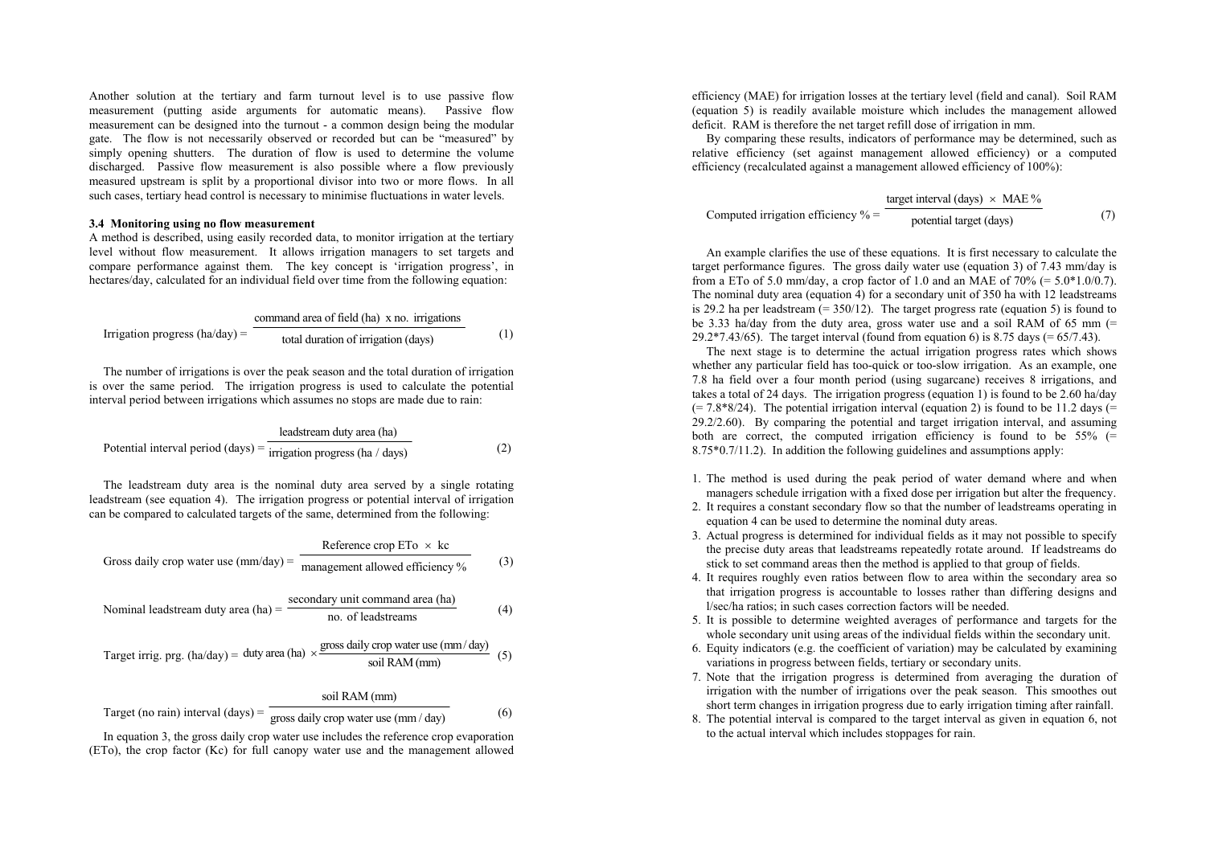Another solution at the tertiary and farm turnout level is to use passive flow measurement (putting aside arguments for automatic means). Passive flow measurement can be designed into the turnout - a common design being the modular gate. The flow is not necessarily observed or recorded but can be "measured" by simply opening shutters. The duration of flow is used to determine the volume discharged. Passive flow measurement is also possible where a flow previously measured upstream is split by a proportional divisor into two or more flows. In all such cases, tertiary head control is necessary to minimise fluctuations in water levels.

### 3.4 Monitoring using no flow measurement

A method is described, using easily recorded data, to monitor irrigation at the tertiary level without flow measurement. It allows irrigation managers to set targets and compare performance against them. The key concept is 'irrigation progress', in hectares/day, calculated for an individual field over time from the following equation:

$$\text{Irrigation progress (ha/day)} = \frac{\text{command area of field (ha)} \times \text{no. irrigations}}{\text{total duration of irrigation (days)}} \quad (1)$$

The number of irrigations is over the peak season and the total duration of irrigation is over the same period. The irrigation progress is used to calculate the potential interval period between irrigations which assumes no stops are made due to rain:

$$\text{Potential interval period (days)} = \frac{\text{leadstream duty area (ha)}}{\text{irrigation progress (ha / days)}} \quad (2)$$

The leadstream duty area is the nominal duty area served by a single rotating leadstream (see equation 4). The irrigation progress or potential interval of irrigation can be compared to calculated targets of the same, determined from the following:

$$\text{Gross daily crop water use (mm/day)} = \frac{\text{Reference crop ETo} \times \text{kc}}{\text{management allowed efficiency \%}} \quad (3)$$

$$\text{Nominal leadstream duty area (ha)} = \frac{\text{secondary unit command area (ha)}}{\text{no. of leadstreams}} \quad (4)$$

$$\text{Target irrig. prg. (ha/day)} = \text{duty area (ha)} \times \frac{\text{gross daily crop water use (mm / day)}}{\text{soil RAM (mm)}} \quad (5)$$

$$\text{Target (no rain) interval (days)} = \frac{\text{soil RAM (mm)}}{\text{gross daily crop water use (mm / day)}} \quad (6)$$

In equation 3, the gross daily crop water use includes the reference crop evaporation (ETo), the crop factor (Kc) for full canopy water use and the management allowed efficiency (MAE) for irrigation losses at the tertiary level (field and canal). Soil RAM (equation 5) is readily available moisture which includes the management allowed deficit. RAM is therefore the net target refill dose of irrigation in mm.

By comparing these results, indicators of performance may be determined, such as relative efficiency (set against management allowed efficiency) or a computed efficiency (recalculated against a management allowed efficiency of 100%):

$$\text{Computed irrigation efficiency \%} = \frac{\text{target interval (days)} \times \text{MAE \%}}{\text{potential target (days)}} \quad (7)$$

An example clarifies the use of these equations. It is first necessary to calculate the target performance figures. The gross daily water use (equation 3) of 7.43 mm/day is from a ETo of 5.0 mm/day, a crop factor of 1.0 and an MAE of 70% (= 5.0*1.0/0.7). The nominal duty area (equation 4) for a secondary unit of 350 ha with 12 leadstreams is 29.2 ha per leadstream (= 350/12). The target progress rate (equation 5) is found to be 3.33 ha/day from the duty area, gross water use and a soil RAM of 65 mm (= 29.2*7.43/65). The target interval (found from equation 6) is 8.75 days (= 65/7.43).

The next stage is to determine the actual irrigation progress rates which shows whether any particular field has too-quick or too-slow irrigation. As an example, one 7.8 ha field over a four month period (using sugarcane) receives 8 irrigations, and takes a total of 24 days. The irrigation progress (equation 1) is found to be 2.60 ha/day (= 7.8*8/24). The potential irrigation interval (equation 2) is found to be 11.2 days (= 29.2/2.60). By comparing the potential and target irrigation interval, and assuming both are correct, the computed irrigation efficiency is found to be 55% (= 8.75*0.7/11.2). In addition the following guidelines and assumptions apply:

1. The method is used during the peak period of water demand where and when managers schedule irrigation with a fixed dose per irrigation but alter the frequency.
2. It requires a constant secondary flow so that the number of leadstreams operating in equation 4 can be used to determine the nominal duty areas.
3. Actual progress is determined for individual fields as it may not possible to specify the precise duty areas that leadstreams repeatedly rotate around. If leadstreams do stick to set command areas then the method is applied to that group of fields.
4. It requires roughly even ratios between flow to area within the secondary area so that irrigation progress is accountable to losses rather than differing designs and l/sec/ha ratios; in such cases correction factors will be needed.
5. It is possible to determine weighted averages of performance and targets for the whole secondary unit using areas of the individual fields within the secondary unit.
6. Equity indicators (e.g. the coefficient of variation) may be calculated by examining variations in progress between fields, tertiary or secondary units.
7. Note that the irrigation progress is determined from averaging the duration of irrigation with the number of irrigations over the peak season. This smoothes out short term changes in irrigation progress due to early irrigation timing after rainfall.
8. The potential interval is compared to the target interval as given in equation 6, not to the actual interval which includes stoppages for rain.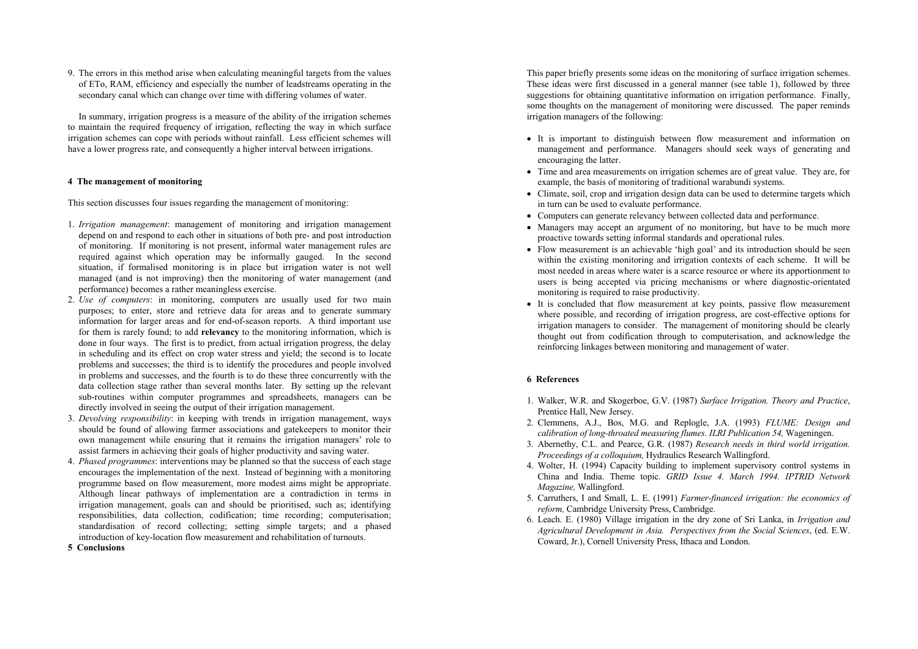9. The errors in this method arise when calculating meaningful targets from the values of ETo, RAM, efficiency and especially the number of leadstreams operating in the secondary canal which can change over time with differing volumes of water.

In summary, irrigation progress is a measure of the ability of the irrigation schemes to maintain the required frequency of irrigation, reflecting the way in which surface irrigation schemes can cope with periods without rainfall. Less efficient schemes will have a lower progress rate, and consequently a higher interval between irrigations.

## 4 The management of monitoring

This section discusses four issues regarding the management of monitoring:

1. *Irrigation management*: management of monitoring and irrigation management depend on and respond to each other in situations of both pre- and post introduction of monitoring. If monitoring is not present, informal water management rules are required against which operation may be informally gauged. In the second situation, if formalised monitoring is in place but irrigation water is not well managed (and is not improving) then the monitoring of water management (and performance) becomes a rather meaningless exercise.
2. *Use of computers*: in monitoring, computers are usually used for two main purposes; to enter, store and retrieve data for areas and to generate summary information for larger areas and for end-of-season reports. A third important use for them is rarely found; to add **relevancy** to the monitoring information, which is done in four ways. The first is to predict, from actual irrigation progress, the delay in scheduling and its effect on crop water stress and yield; the second is to locate problems and successes; the third is to identify the procedures and people involved in problems and successes, and the fourth is to do these three concurrently with the data collection stage rather than several months later. By setting up the relevant sub-routines within computer programmes and spreadsheets, managers can be directly involved in seeing the output of their irrigation management.
3. *Devolving responsibility*: in keeping with trends in irrigation management, ways should be found of allowing farmer associations and gatekeepers to monitor their own management while ensuring that it remains the irrigation managers' role to assist farmers in achieving their goals of higher productivity and saving water.
4. *Phased programmes*: interventions may be planned so that the success of each stage encourages the implementation of the next. Instead of beginning with a monitoring programme based on flow measurement, more modest aims might be appropriate. Although linear pathways of implementation are a contradiction in terms in irrigation management, goals can and should be prioritised, such as; identifying responsibilities, data collection, codification; time recording; computerisation; standardisation of record collecting; setting simple targets; and a phased introduction of key-location flow measurement and rehabilitation of turnouts.

## 5 Conclusions

This paper briefly presents some ideas on the monitoring of surface irrigation schemes. These ideas were first discussed in a general manner (see table 1), followed by three suggestions for obtaining quantitative information on irrigation performance. Finally, some thoughts on the management of monitoring were discussed. The paper reminds irrigation managers of the following:

- It is important to distinguish between flow measurement and information on management and performance. Managers should seek ways of generating and encouraging the latter.
- Time and area measurements on irrigation schemes are of great value. They are, for example, the basis of monitoring of traditional warabundi systems.
- Climate, soil, crop and irrigation design data can be used to determine targets which in turn can be used to evaluate performance.
- Computers can generate relevancy between collected data and performance.
- Managers may accept an argument of no monitoring, but have to be much more proactive towards setting informal standards and operational rules.
- Flow measurement is an achievable 'high goal' and its introduction should be seen within the existing monitoring and irrigation contexts of each scheme. It will be most needed in areas where water is a scarce resource or where its apportionment to users is being accepted via pricing mechanisms or where diagnostic-orientated monitoring is required to raise productivity.
- It is concluded that flow measurement at key points, passive flow measurement where possible, and recording of irrigation progress, are cost-effective options for irrigation managers to consider. The management of monitoring should be clearly thought out from codification through to computerisation, and acknowledge the reinforcing linkages between monitoring and management of water.

## 6 References

1. Walker, W.R. and Skogerboe, G.V. (1987) *Surface Irrigation. Theory and Practice*, Prentice Hall, New Jersey.
2. Clemmens, A.J., Bos, M.G. and Replogle, J.A. (1993) *FLUME: Design and calibration of long-throated measuring flumes. ILRI Publication 54,* Wageningen.
3. Abernethy, C.L. and Pearce, G.R. (1987) *Research needs in third world irrigation. Proceedings of a colloquium,* Hydraulics Research Wallingford.
4. Wolter, H. (1994) Capacity building to implement supervisory control systems in China and India. Theme topic. *GRID Issue 4. March 1994. IPTRID Network Magazine,* Wallingford.
5. Carruthers, I and Small, L. E. (1991) *Farmer-financed irrigation: the economics of reform,* Cambridge University Press, Cambridge.
6. Leach. E. (1980) Village irrigation in the dry zone of Sri Lanka, in *Irrigation and Agricultural Development in Asia. Perspectives from the Social Sciences*, (ed. E.W. Coward, Jr.), Cornell University Press, Ithaca and London.